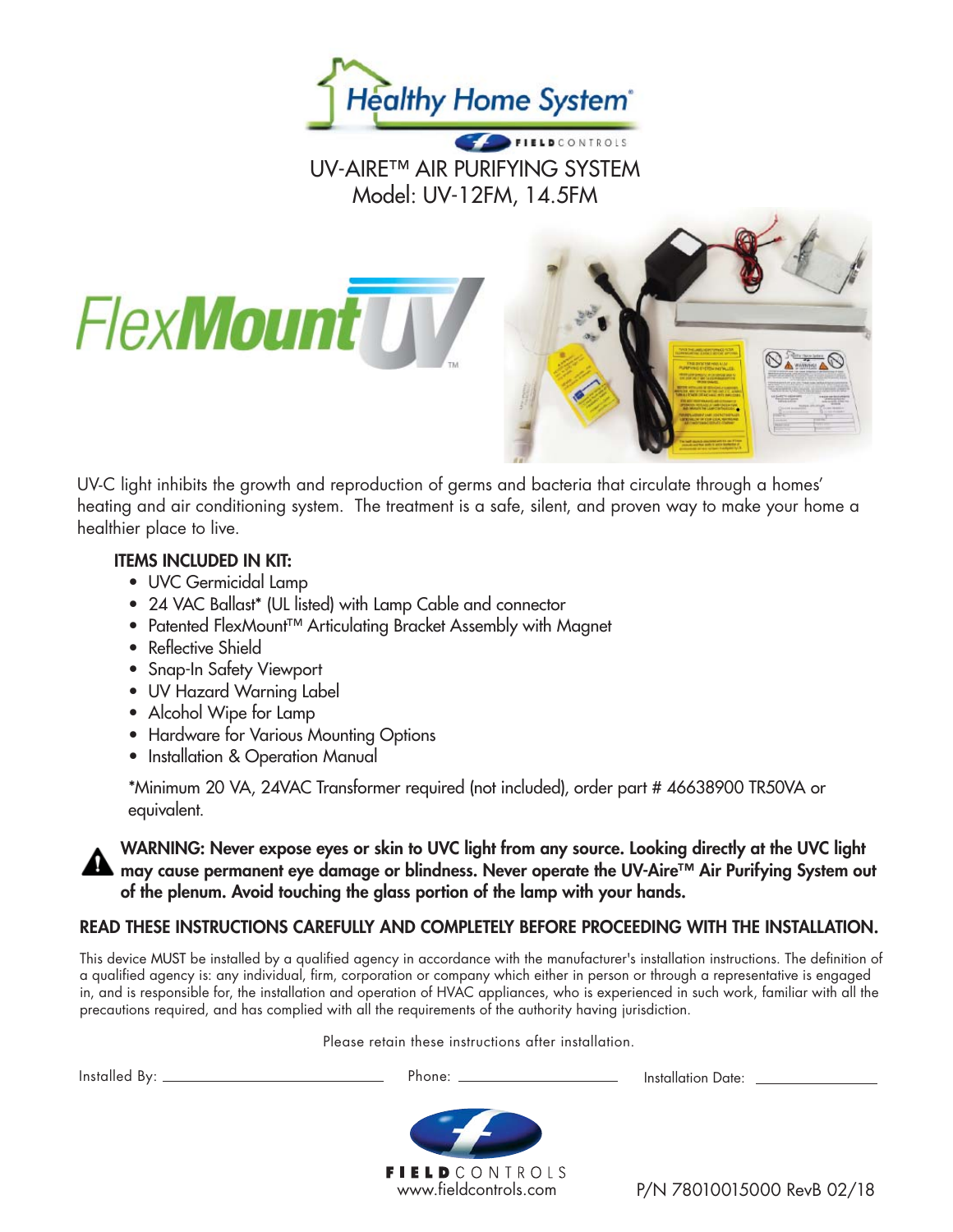Healthy Home System®

FIELD CONTROLS

# UV-AIRE™ AIR PURIFYING SYSTEM
## Model: UV-12FM, 14.5FM

FlexMount UV™

UV-C light inhibits the growth and reproduction of germs and bacteria that circulate through a homes' heating and air conditioning system. The treatment is a safe, silent, and proven way to make your home a healthier place to live.

**ITEMS INCLUDED IN KIT:**

- UVC Germicidal Lamp
- 24 VAC Ballast* (UL listed) with Lamp Cable and connector
- Patented FlexMount™ Articulating Bracket Assembly with Magnet
- Reflective Shield
- Snap-In Safety Viewport
- UV Hazard Warning Label
- Alcohol Wipe for Lamp
- Hardware for Various Mounting Options
- Installation & Operation Manual

*Minimum 20 VA, 24VAC Transformer required (not included), order part # 46638900 TR50VA or equivalent.

**WARNING: Never expose eyes or skin to UVC light from any source. Looking directly at the UVC light may cause permanent eye damage or blindness. Never operate the UV-Aire™ Air Purifying System out of the plenum. Avoid touching the glass portion of the lamp with your hands.**

**READ THESE INSTRUCTIONS CAREFULLY AND COMPLETELY BEFORE PROCEEDING WITH THE INSTALLATION.**

This device MUST be installed by a qualified agency in accordance with the manufacturer's installation instructions. The definition of a qualified agency is: any individual, firm, corporation or company which either in person or through a representative is engaged in, and is responsible for, the installation and operation of HVAC appliances, who is experienced in such work, familiar with all the precautions required, and has complied with all the requirements of the authority having jurisdiction.

Please retain these instructions after installation.

Installed By: ____________________ Phone: ____________________ Installation Date: ____________________

FIELD CONTROLS
www.fieldcontrols.com

P/N 78010015000 RevB 02/18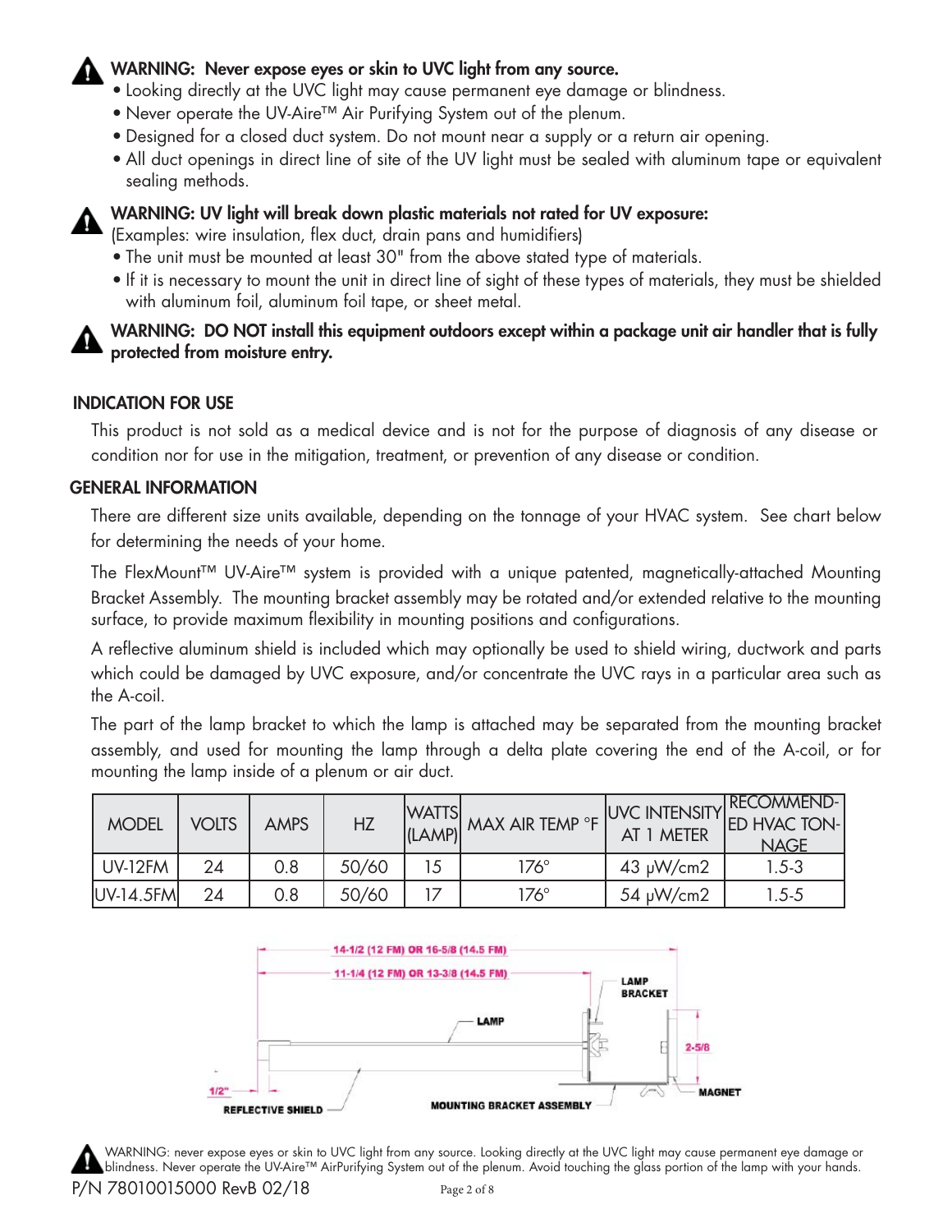**WARNING: Never expose eyes or skin to UVC light from any source.**

- Looking directly at the UVC light may cause permanent eye damage or blindness.
- Never operate the UV-Aire™ Air Purifying System out of the plenum.
- Designed for a closed duct system. Do not mount near a supply or a return air opening.
- All duct openings in direct line of site of the UV light must be sealed with aluminum tape or equivalent sealing methods.

**WARNING: UV light will break down plastic materials not rated for UV exposure:**
(Examples: wire insulation, flex duct, drain pans and humidifiers)

- The unit must be mounted at least 30" from the above stated type of materials.
- If it is necessary to mount the unit in direct line of sight of these types of materials, they must be shielded with aluminum foil, aluminum foil tape, or sheet metal.

**WARNING: DO NOT install this equipment outdoors except within a package unit air handler that is fully protected from moisture entry.**

## INDICATION FOR USE

This product is not sold as a medical device and is not for the purpose of diagnosis of any disease or condition nor for use in the mitigation, treatment, or prevention of any disease or condition.

## GENERAL INFORMATION

There are different size units available, depending on the tonnage of your HVAC system. See chart below for determining the needs of your home.

The FlexMount™ UV-Aire™ system is provided with a unique patented, magnetically-attached Mounting Bracket Assembly. The mounting bracket assembly may be rotated and/or extended relative to the mounting surface, to provide maximum flexibility in mounting positions and configurations.

A reflective aluminum shield is included which may optionally be used to shield wiring, ductwork and parts which could be damaged by UVC exposure, and/or concentrate the UVC rays in a particular area such as the A-coil.

The part of the lamp bracket to which the lamp is attached may be separated from the mounting bracket assembly, and used for mounting the lamp through a delta plate covering the end of the A-coil, or for mounting the lamp inside of a plenum or air duct.

| MODEL | VOLTS | AMPS | HZ | WATTS (LAMP) | MAX AIR TEMP °F | UVC INTENSITY AT 1 METER | RECOMMENDED HVAC TONNAGE |
|---|---|---|---|---|---|---|---|
| UV-12FM | 24 | 0.8 | 50/60 | 15 | 176° | 43 μW/cm2 | 1.5-3 |
| UV-14.5FM | 24 | 0.8 | 50/60 | 17 | 176° | 54 μW/cm2 | 1.5-5 |

14-1/2 (12 FM) OR 16-5/8 (14.5 FM)
11-1/4 (12 FM) OR 13-3/8 (14.5 FM)
LAMP BRACKET
LAMP
2-5/8
1/2"
MAGNET
REFLECTIVE SHIELD
MOUNTING BRACKET ASSEMBLY

WARNING: never expose eyes or skin to UVC light from any source. Looking directly at the UVC light may cause permanent eye damage or blindness. Never operate the UV-Aire™ AirPurifying System out of the plenum. Avoid touching the glass portion of the lamp with your hands.

P/N 78010015000 RevB 02/18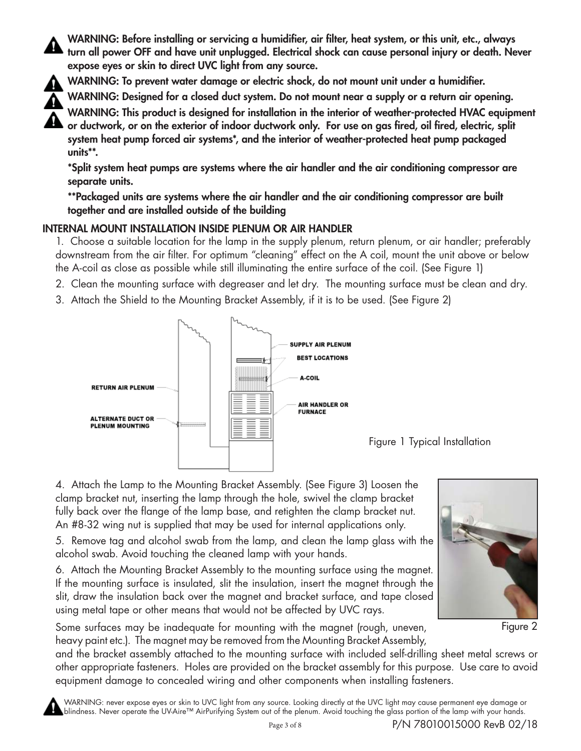**WARNING: Before installing or servicing a humidifier, air filter, heat system, or this unit, etc., always turn all power OFF and have unit unplugged. Electrical shock can cause personal injury or death. Never expose eyes or skin to direct UVC light from any source.**

**WARNING: To prevent water damage or electric shock, do not mount unit under a humidifier.**

**WARNING: Designed for a closed duct system. Do not mount near a supply or a return air opening.**

**WARNING: This product is designed for installation in the interior of weather-protected HVAC equipment or ductwork, or on the exterior of indoor ductwork only. For use on gas fired, oil fired, electric, split system heat pump forced air systems*, and the interior of weather-protected heat pump packaged units**.**

***Split system heat pumps are systems where the air handler and the air conditioning compressor are separate units.**

****Packaged units are systems where the air handler and the air conditioning compressor are built together and are installed outside of the building**

## INTERNAL MOUNT INSTALLATION INSIDE PLENUM OR AIR HANDLER

1. Choose a suitable location for the lamp in the supply plenum, return plenum, or air handler; preferably downstream from the air filter. For optimum "cleaning" effect on the A coil, mount the unit above or below the A-coil as close as possible while still illuminating the entire surface of the coil. (See Figure 1)
2. Clean the mounting surface with degreaser and let dry. The mounting surface must be clean and dry.
3. Attach the Shield to the Mounting Bracket Assembly, if it is to be used. (See Figure 2)

Figure 1 Typical Installation

4. Attach the Lamp to the Mounting Bracket Assembly. (See Figure 3) Loosen the clamp bracket nut, inserting the lamp through the hole, swivel the clamp bracket fully back over the flange of the lamp base, and retighten the clamp bracket nut. An #8-32 wing nut is supplied that may be used for internal applications only.
5. Remove tag and alcohol swab from the lamp, and clean the lamp glass with the alcohol swab. Avoid touching the cleaned lamp with your hands.
6. Attach the Mounting Bracket Assembly to the mounting surface using the magnet. If the mounting surface is insulated, slit the insulation, insert the magnet through the slit, draw the insulation back over the magnet and bracket surface, and tape closed using metal tape or other means that would not be affected by UVC rays.

Figure 2

Some surfaces may be inadequate for mounting with the magnet (rough, uneven, heavy paint etc.). The magnet may be removed from the Mounting Bracket Assembly, and the bracket assembly attached to the mounting surface with included self-drilling sheet metal screws or other appropriate fasteners. Holes are provided on the bracket assembly for this purpose. Use care to avoid equipment damage to concealed wiring and other components when installing fasteners.

WARNING: never expose eyes or skin to UVC light from any source. Looking directly at the UVC light may cause permanent eye damage or blindness. Never operate the UV-Aire™ AirPurifying System out of the plenum. Avoid touching the glass portion of the lamp with your hands.

P/N 78010015000 RevB 02/18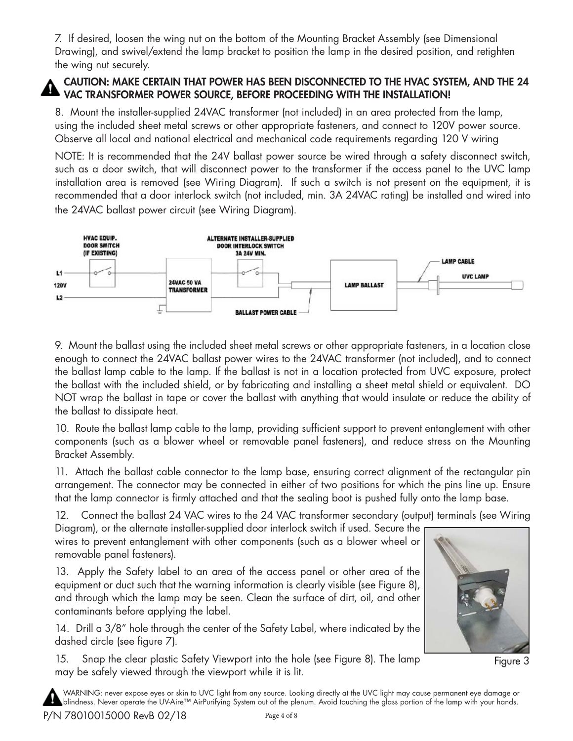7. If desired, loosen the wing nut on the bottom of the Mounting Bracket Assembly (see Dimensional Drawing), and swivel/extend the lamp bracket to position the lamp in the desired position, and retighten the wing nut securely.

**CAUTION: MAKE CERTAIN THAT POWER HAS BEEN DISCONNECTED TO THE HVAC SYSTEM, AND THE 24 VAC TRANSFORMER POWER SOURCE, BEFORE PROCEEDING WITH THE INSTALLATION!**

8. Mount the installer-supplied 24VAC transformer (not included) in an area protected from the lamp, using the included sheet metal screws or other appropriate fasteners, and connect to 120V power source. Observe all local and national electrical and mechanical code requirements regarding 120 V wiring

NOTE: It is recommended that the 24V ballast power source be wired through a safety disconnect switch, such as a door switch, that will disconnect power to the transformer if the access panel to the UVC lamp installation area is removed (see Wiring Diagram). If such a switch is not present on the equipment, it is recommended that a door interlock switch (not included, min. 3A 24VAC rating) be installed and wired into the 24VAC ballast power circuit (see Wiring Diagram).

HVAC EQUIP. DOOR SWITCH (IF EXISTING) — L1 — 120V — L2 — 24VAC 50 VA TRANSFORMER — ALTERNATE INSTALLER-SUPPLIED DOOR INTERLOCK SWITCH 3A 24V MIN. — BALLAST POWER CABLE — LAMP BALLAST — LAMP CABLE — UVC LAMP

9. Mount the ballast using the included sheet metal screws or other appropriate fasteners, in a location close enough to connect the 24VAC ballast power wires to the 24VAC transformer (not included), and to connect the ballast lamp cable to the lamp. If the ballast is not in a location protected from UVC exposure, protect the ballast with the included shield, or by fabricating and installing a sheet metal shield or equivalent. DO NOT wrap the ballast in tape or cover the ballast with anything that would insulate or reduce the ability of the ballast to dissipate heat.

10. Route the ballast lamp cable to the lamp, providing sufficient support to prevent entanglement with other components (such as a blower wheel or removable panel fasteners), and reduce stress on the Mounting Bracket Assembly.

11. Attach the ballast cable connector to the lamp base, ensuring correct alignment of the rectangular pin arrangement. The connector may be connected in either of two positions for which the pins line up. Ensure that the lamp connector is firmly attached and that the sealing boot is pushed fully onto the lamp base.

12. Connect the ballast 24 VAC wires to the 24 VAC transformer secondary (output) terminals (see Wiring Diagram), or the alternate installer-supplied door interlock switch if used. Secure the wires to prevent entanglement with other components (such as a blower wheel or removable panel fasteners).

13. Apply the Safety label to an area of the access panel or other area of the equipment or duct such that the warning information is clearly visible (see Figure 8), and through which the lamp may be seen. Clean the surface of dirt, oil, and other contaminants before applying the label.

14. Drill a 3/8" hole through the center of the Safety Label, where indicated by the dashed circle (see figure 7).

15. Snap the clear plastic Safety Viewport into the hole (see Figure 8). The lamp may be safely viewed through the viewport while it is lit.

Figure 3

WARNING: never expose eyes or skin to UVC light from any source. Looking directly at the UVC light may cause permanent eye damage or blindness. Never operate the UV-Aire™ AirPurifying System out of the plenum. Avoid touching the glass portion of the lamp with your hands.

P/N 78010015000 RevB 02/18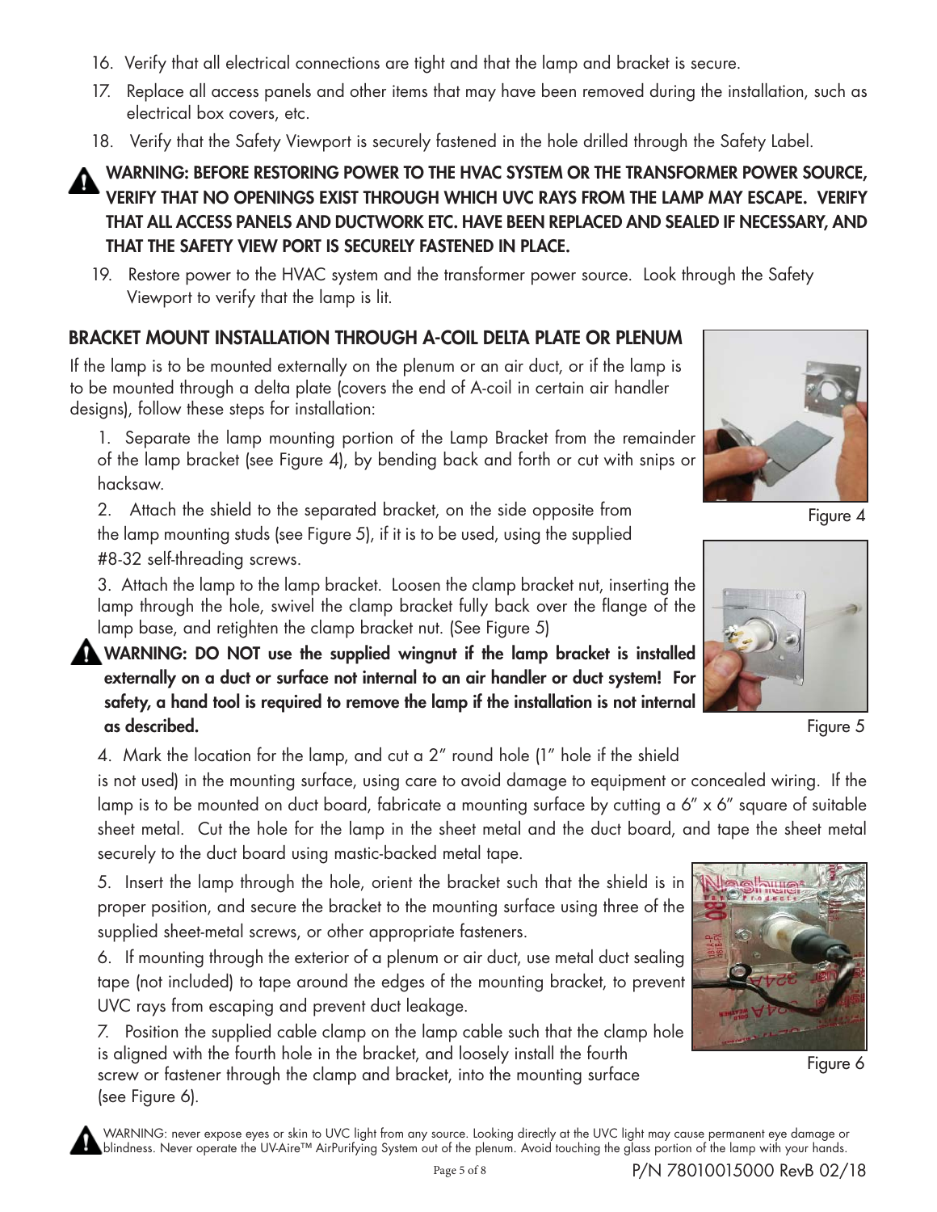16. Verify that all electrical connections are tight and that the lamp and bracket is secure.
17. Replace all access panels and other items that may have been removed during the installation, such as electrical box covers, etc.
18. Verify that the Safety Viewport is securely fastened in the hole drilled through the Safety Label.

**WARNING: BEFORE RESTORING POWER TO THE HVAC SYSTEM OR THE TRANSFORMER POWER SOURCE, VERIFY THAT NO OPENINGS EXIST THROUGH WHICH UVC RAYS FROM THE LAMP MAY ESCAPE. VERIFY THAT ALL ACCESS PANELS AND DUCTWORK ETC. HAVE BEEN REPLACED AND SEALED IF NECESSARY, AND THAT THE SAFETY VIEW PORT IS SECURELY FASTENED IN PLACE.**

19. Restore power to the HVAC system and the transformer power source. Look through the Safety Viewport to verify that the lamp is lit.

## BRACKET MOUNT INSTALLATION THROUGH A-COIL DELTA PLATE OR PLENUM

If the lamp is to be mounted externally on the plenum or an air duct, or if the lamp is to be mounted through a delta plate (covers the end of A-coil in certain air handler designs), follow these steps for installation:

1. Separate the lamp mounting portion of the Lamp Bracket from the remainder of the lamp bracket (see Figure 4), by bending back and forth or cut with snips or hacksaw.

Figure 4

2. Attach the shield to the separated bracket, on the side opposite from the lamp mounting studs (see Figure 5), if it is to be used, using the supplied #8-32 self-threading screws.

3. Attach the lamp to the lamp bracket. Loosen the clamp bracket nut, inserting the lamp through the hole, swivel the clamp bracket fully back over the flange of the lamp base, and retighten the clamp bracket nut. (See Figure 5)

**WARNING: DO NOT use the supplied wingnut if the lamp bracket is installed externally on a duct or surface not internal to an air handler or duct system! For safety, a hand tool is required to remove the lamp if the installation is not internal as described.**

Figure 5

4. Mark the location for the lamp, and cut a 2" round hole (1" hole if the shield is not used) in the mounting surface, using care to avoid damage to equipment or concealed wiring. If the lamp is to be mounted on duct board, fabricate a mounting surface by cutting a 6" x 6" square of suitable sheet metal. Cut the hole for the lamp in the sheet metal and the duct board, and tape the sheet metal securely to the duct board using mastic-backed metal tape.

5. Insert the lamp through the hole, orient the bracket such that the shield is in proper position, and secure the bracket to the mounting surface using three of the supplied sheet-metal screws, or other appropriate fasteners.

6. If mounting through the exterior of a plenum or air duct, use metal duct sealing tape (not included) to tape around the edges of the mounting bracket, to prevent UVC rays from escaping and prevent duct leakage.

7. Position the supplied cable clamp on the lamp cable such that the clamp hole is aligned with the fourth hole in the bracket, and loosely install the fourth screw or fastener through the clamp and bracket, into the mounting surface (see Figure 6).

Figure 6

WARNING: never expose eyes or skin to UVC light from any source. Looking directly at the UVC light may cause permanent eye damage or blindness. Never operate the UV-Aire™ AirPurifying System out of the plenum. Avoid touching the glass portion of the lamp with your hands.

P/N 78010015000 RevB 02/18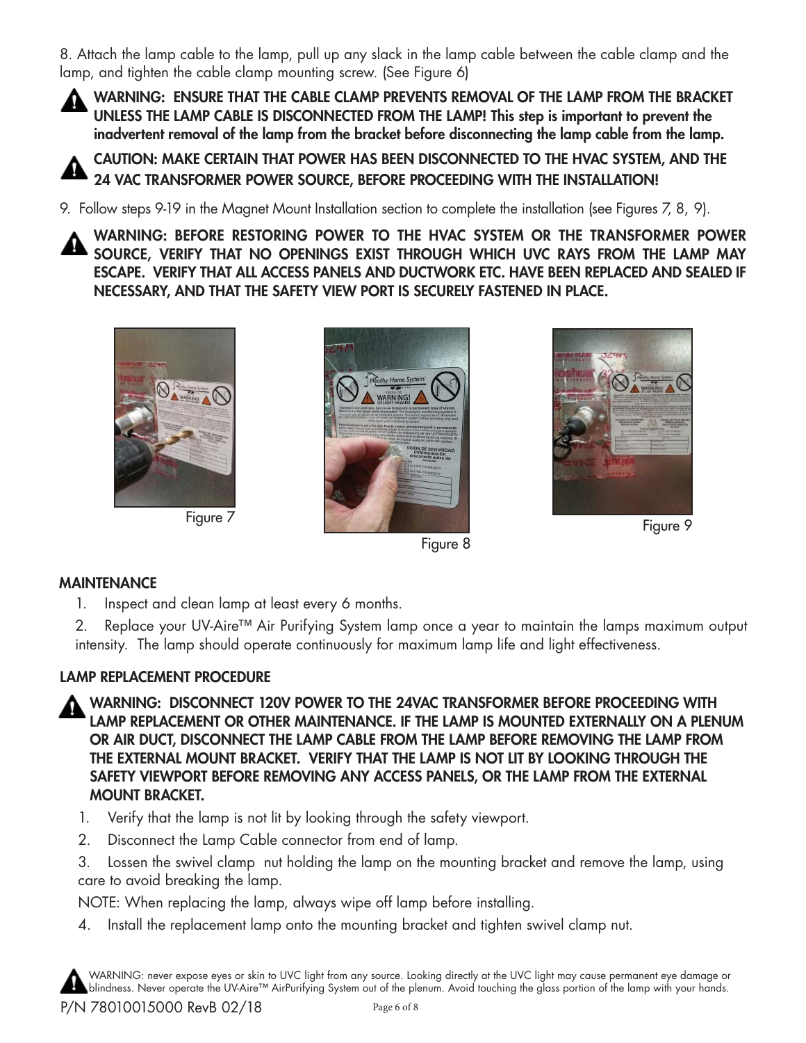8. Attach the lamp cable to the lamp, pull up any slack in the lamp cable between the cable clamp and the lamp, and tighten the cable clamp mounting screw. (See Figure 6)

**WARNING: ENSURE THAT THE CABLE CLAMP PREVENTS REMOVAL OF THE LAMP FROM THE BRACKET UNLESS THE LAMP CABLE IS DISCONNECTED FROM THE LAMP! This step is important to prevent the inadvertent removal of the lamp from the bracket before disconnecting the lamp cable from the lamp.**

**CAUTION: MAKE CERTAIN THAT POWER HAS BEEN DISCONNECTED TO THE HVAC SYSTEM, AND THE 24 VAC TRANSFORMER POWER SOURCE, BEFORE PROCEEDING WITH THE INSTALLATION!**

9. Follow steps 9-19 in the Magnet Mount Installation section to complete the installation (see Figures 7, 8, 9).

**WARNING: BEFORE RESTORING POWER TO THE HVAC SYSTEM OR THE TRANSFORMER POWER SOURCE, VERIFY THAT NO OPENINGS EXIST THROUGH WHICH UVC RAYS FROM THE LAMP MAY ESCAPE. VERIFY THAT ALL ACCESS PANELS AND DUCTWORK ETC. HAVE BEEN REPLACED AND SEALED IF NECESSARY, AND THAT THE SAFETY VIEW PORT IS SECURELY FASTENED IN PLACE.**

Figure 7

Figure 8

Figure 9

## MAINTENANCE

1. Inspect and clean lamp at least every 6 months.
2. Replace your UV-Aire™ Air Purifying System lamp once a year to maintain the lamps maximum output intensity. The lamp should operate continuously for maximum lamp life and light effectiveness.

## LAMP REPLACEMENT PROCEDURE

**WARNING: DISCONNECT 120V POWER TO THE 24VAC TRANSFORMER BEFORE PROCEEDING WITH LAMP REPLACEMENT OR OTHER MAINTENANCE. IF THE LAMP IS MOUNTED EXTERNALLY ON A PLENUM OR AIR DUCT, DISCONNECT THE LAMP CABLE FROM THE LAMP BEFORE REMOVING THE LAMP FROM THE EXTERNAL MOUNT BRACKET. VERIFY THAT THE LAMP IS NOT LIT BY LOOKING THROUGH THE SAFETY VIEWPORT BEFORE REMOVING ANY ACCESS PANELS, OR THE LAMP FROM THE EXTERNAL MOUNT BRACKET.**

1. Verify that the lamp is not lit by looking through the safety viewport.
2. Disconnect the Lamp Cable connector from end of lamp.
3. Lossen the swivel clamp nut holding the lamp on the mounting bracket and remove the lamp, using care to avoid breaking the lamp.

NOTE: When replacing the lamp, always wipe off lamp before installing.

4. Install the replacement lamp onto the mounting bracket and tighten swivel clamp nut.

WARNING: never expose eyes or skin to UVC light from any source. Looking directly at the UVC light may cause permanent eye damage or blindness. Never operate the UV-Aire™ AirPurifying System out of the plenum. Avoid touching the glass portion of the lamp with your hands.

P/N 78010015000 RevB 02/18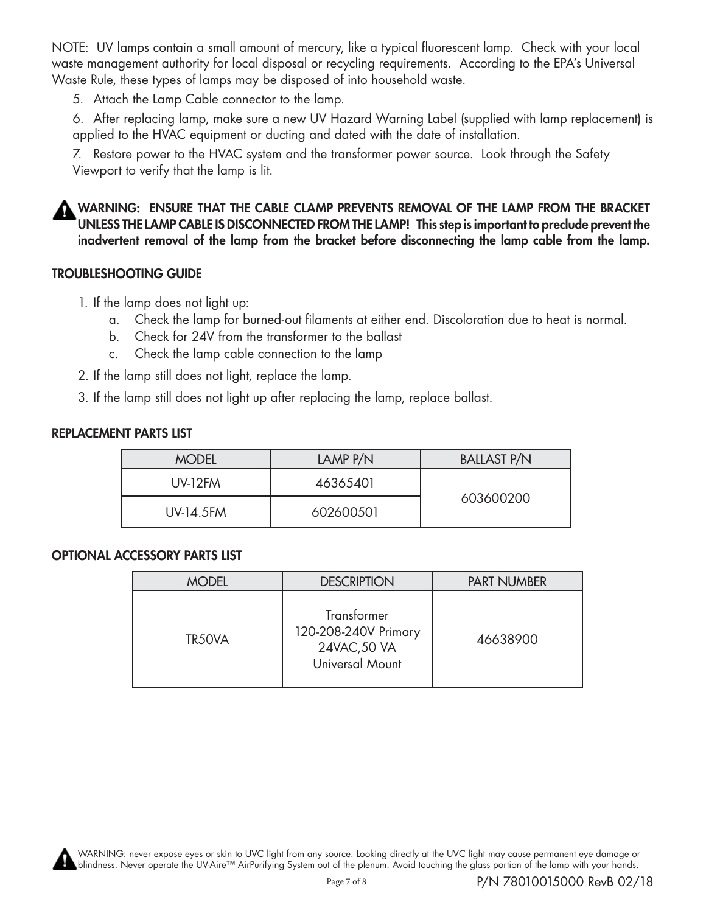NOTE: UV lamps contain a small amount of mercury, like a typical fluorescent lamp. Check with your local waste management authority for local disposal or recycling requirements. According to the EPA's Universal Waste Rule, these types of lamps may be disposed of into household waste.

5. Attach the Lamp Cable connector to the lamp.
6. After replacing lamp, make sure a new UV Hazard Warning Label (supplied with lamp replacement) is applied to the HVAC equipment or ducting and dated with the date of installation.
7. Restore power to the HVAC system and the transformer power source. Look through the Safety Viewport to verify that the lamp is lit.

**WARNING: ENSURE THAT THE CABLE CLAMP PREVENTS REMOVAL OF THE LAMP FROM THE BRACKET UNLESS THE LAMP CABLE IS DISCONNECTED FROM THE LAMP! This step is important to preclude prevent the inadvertent removal of the lamp from the bracket before disconnecting the lamp cable from the lamp.**

## TROUBLESHOOTING GUIDE

1. If the lamp does not light up:
   a. Check the lamp for burned-out filaments at either end. Discoloration due to heat is normal.
   b. Check for 24V from the transformer to the ballast
   c. Check the lamp cable connection to the lamp
2. If the lamp still does not light, replace the lamp.
3. If the lamp still does not light up after replacing the lamp, replace ballast.

## REPLACEMENT PARTS LIST

| MODEL | LAMP P/N | BALLAST P/N |
|---|---|---|
| UV-12FM | 46365401 | 603600200 |
| UV-14.5FM | 602600501 | |

## OPTIONAL ACCESSORY PARTS LIST

| MODEL | DESCRIPTION | PART NUMBER |
|---|---|---|
| TR50VA | Transformer 120-208-240V Primary 24VAC,50 VA Universal Mount | 46638900 |

WARNING: never expose eyes or skin to UVC light from any source. Looking directly at the UVC light may cause permanent eye damage or blindness. Never operate the UV-Aire™ AirPurifying System out of the plenum. Avoid touching the glass portion of the lamp with your hands.

P/N 78010015000 RevB 02/18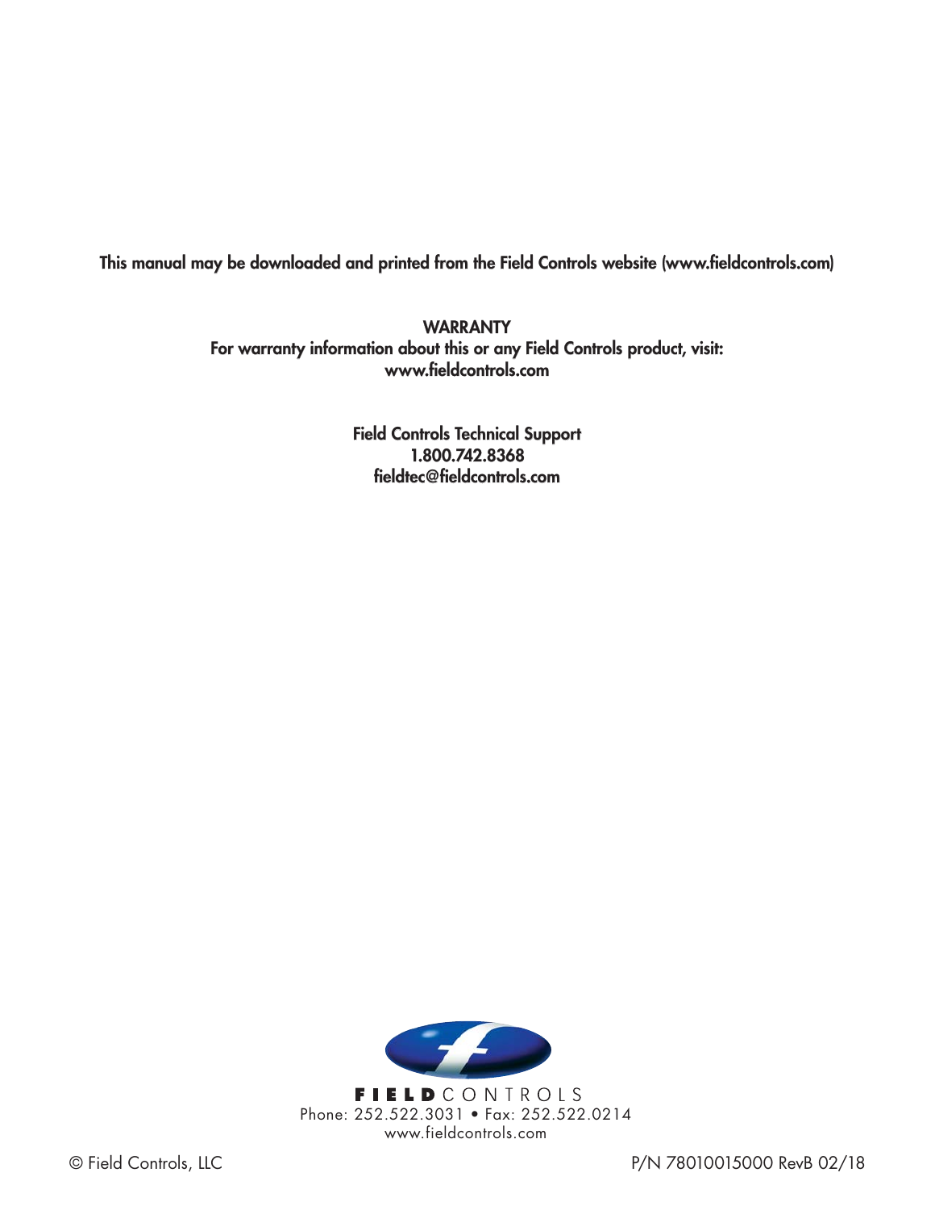**This manual may be downloaded and printed from the Field Controls website (www.fieldcontrols.com)**

**WARRANTY**
**For warranty information about this or any Field Controls product, visit:**
**www.fieldcontrols.com**

**Field Controls Technical Support**
**1.800.742.8368**
**fieldtec@fieldcontrols.com**

**FIELD** CONTROLS
Phone: 252.522.3031 • Fax: 252.522.0214
www.fieldcontrols.com

© Field Controls, LLC

P/N 78010015000 RevB 02/18